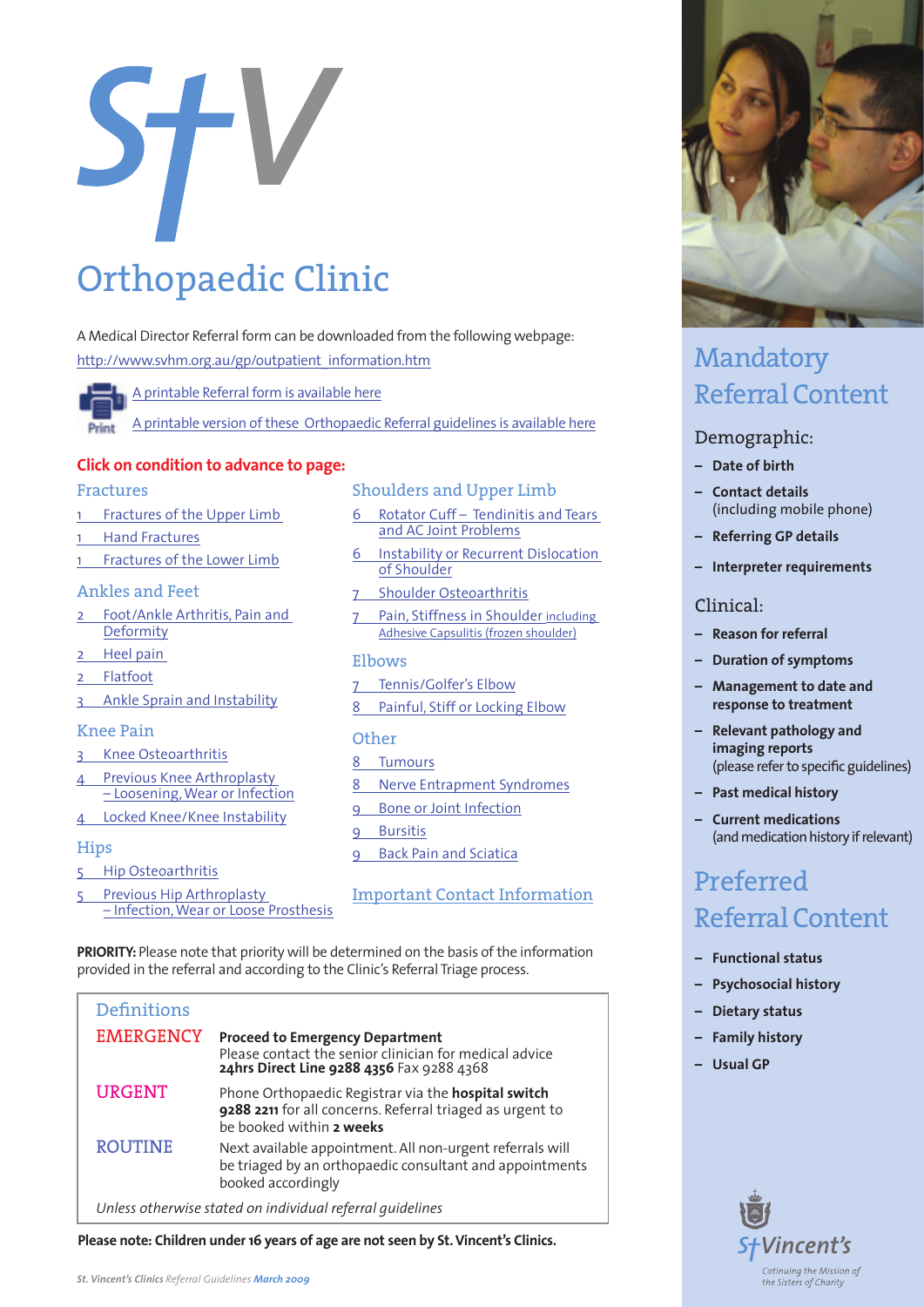# StV

# Orthopaedic Clinic

A Medical Director Referral form can be downloaded from the following webpage:
http://www.svhm.org.au/gp/outpatient_information.htm

Print

A printable Referral form is available here

A printable version of these Orthopaedic Referral guidelines is available here

**Click on condition to advance to page:**

## Fractures

1 Fractures of the Upper Limb
1 Hand Fractures
1 Fractures of the Lower Limb

## Ankles and Feet

2 Foot/Ankle Arthritis, Pain and Deformity
2 Heel pain
2 Flatfoot
3 Ankle Sprain and Instability

## Knee Pain

3 Knee Osteoarthritis
4 Previous Knee Arthroplasty – Loosening, Wear or Infection
4 Locked Knee/Knee Instability

## Hips

5 Hip Osteoarthritis
5 Previous Hip Arthroplasty – Infection, Wear or Loose Prosthesis

## Shoulders and Upper Limb

6 Rotator Cuff – Tendinitis and Tears and AC Joint Problems
6 Instability or Recurrent Dislocation of Shoulder
7 Shoulder Osteoarthritis
7 Pain, Stiffness in Shoulder including Adhesive Capsulitis (frozen shoulder)

## Elbows

7 Tennis/Golfer's Elbow
8 Painful, Stiff or Locking Elbow

## Other

8 Tumours
8 Nerve Entrapment Syndromes
9 Bone or Joint Infection
9 Bursitis
9 Back Pain and Sciatica

Important Contact Information

**PRIORITY:** Please note that priority will be determined on the basis of the information provided in the referral and according to the Clinic's Referral Triage process.

## Definitions

| | |
|---|---|
| EMERGENCY | **Proceed to Emergency Department** Please contact the senior clinician for medical advice **24hrs Direct Line 9288 4356** Fax 9288 4368 |
| URGENT | Phone Orthopaedic Registrar via the **hospital switch 9288 2211** for all concerns. Referral triaged as urgent to be booked within **2 weeks** |
| ROUTINE | Next available appointment. All non-urgent referrals will be triaged by an orthopaedic consultant and appointments booked accordingly |

*Unless otherwise stated on individual referral guidelines*

**Please note: Children under 16 years of age are not seen by St. Vincent's Clinics.**

## Mandatory Referral Content

### Demographic:

- **Date of birth**
- **Contact details** (including mobile phone)
- **Referring GP details**
- **Interpreter requirements**

### Clinical:

- **Reason for referral**
- **Duration of symptoms**
- **Management to date and response to treatment**
- **Relevant pathology and imaging reports** (please refer to specific guidelines)
- **Past medical history**
- **Current medications** (and medication history if relevant)

## Preferred Referral Content

- **Functional status**
- **Psychosocial history**
- **Dietary status**
- **Family history**
- **Usual GP**

St Vincent's
Continuing the Mission of the Sisters of Charity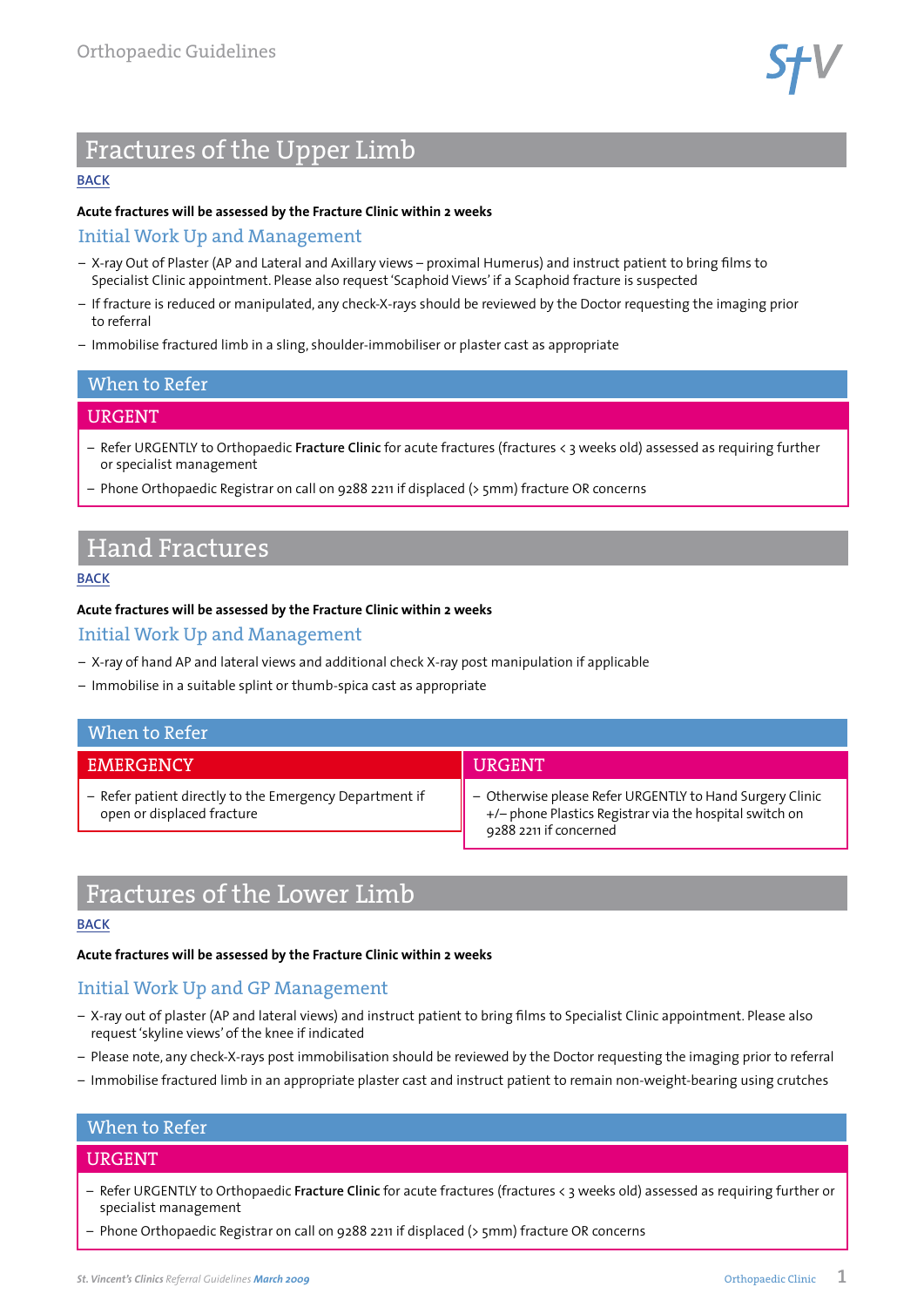# Fractures of the Upper Limb

BACK

**Acute fractures will be assessed by the Fracture Clinic within 2 weeks**

## Initial Work Up and Management

- X-ray Out of Plaster (AP and Lateral and Axillary views – proximal Humerus) and instruct patient to bring films to Specialist Clinic appointment. Please also request 'Scaphoid Views' if a Scaphoid fracture is suspected
- If fracture is reduced or manipulated, any check-X-rays should be reviewed by the Doctor requesting the imaging prior to referral
- Immobilise fractured limb in a sling, shoulder-immobiliser or plaster cast as appropriate

## When to Refer

### URGENT

- Refer URGENTLY to Orthopaedic **Fracture Clinic** for acute fractures (fractures < 3 weeks old) assessed as requiring further or specialist management
- Phone Orthopaedic Registrar on call on 9288 2211 if displaced (> 5mm) fracture OR concerns

# Hand Fractures

BACK

**Acute fractures will be assessed by the Fracture Clinic within 2 weeks**

## Initial Work Up and Management

- X-ray of hand AP and lateral views and additional check X-ray post manipulation if applicable
- Immobilise in a suitable splint or thumb-spica cast as appropriate

## When to Refer

### EMERGENCY

- Refer patient directly to the Emergency Department if open or displaced fracture

### URGENT

- Otherwise please Refer URGENTLY to Hand Surgery Clinic +/– phone Plastics Registrar via the hospital switch on 9288 2211 if concerned

# Fractures of the Lower Limb

BACK

**Acute fractures will be assessed by the Fracture Clinic within 2 weeks**

## Initial Work Up and GP Management

- X-ray out of plaster (AP and lateral views) and instruct patient to bring films to Specialist Clinic appointment. Please also request 'skyline views' of the knee if indicated
- Please note, any check-X-rays post immobilisation should be reviewed by the Doctor requesting the imaging prior to referral
- Immobilise fractured limb in an appropriate plaster cast and instruct patient to remain non-weight-bearing using crutches

## When to Refer

### URGENT

- Refer URGENTLY to Orthopaedic **Fracture Clinic** for acute fractures (fractures < 3 weeks old) assessed as requiring further or specialist management
- Phone Orthopaedic Registrar on call on 9288 2211 if displaced (> 5mm) fracture OR concerns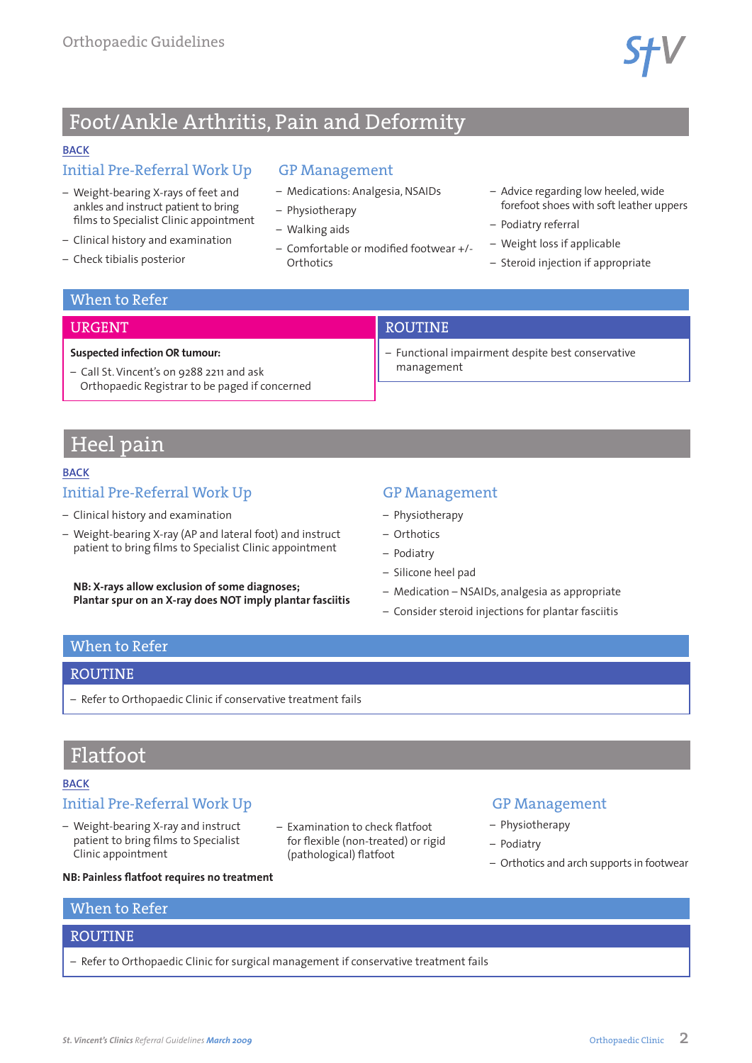# Foot/Ankle Arthritis, Pain and Deformity

BACK

## Initial Pre-Referral Work Up

- Weight-bearing X-rays of feet and ankles and instruct patient to bring films to Specialist Clinic appointment
- Clinical history and examination
- Check tibialis posterior

## GP Management

- Medications: Analgesia, NSAIDs
- Physiotherapy
- Walking aids
- Comfortable or modified footwear +/- Orthotics
- Advice regarding low heeled, wide forefoot shoes with soft leather uppers
- Podiatry referral
- Weight loss if applicable
- Steroid injection if appropriate

## When to Refer

### URGENT

**Suspected infection OR tumour:**

- Call St. Vincent's on 9288 2211 and ask Orthopaedic Registrar to be paged if concerned

### ROUTINE

- Functional impairment despite best conservative management

# Heel pain

BACK

## Initial Pre-Referral Work Up

- Clinical history and examination
- Weight-bearing X-ray (AP and lateral foot) and instruct patient to bring films to Specialist Clinic appointment

**NB: X-rays allow exclusion of some diagnoses; Plantar spur on an X-ray does NOT imply plantar fasciitis**

## GP Management

- Physiotherapy
- Orthotics
- Podiatry
- Silicone heel pad
- Medication – NSAIDs, analgesia as appropriate
- Consider steroid injections for plantar fasciitis

## When to Refer

### ROUTINE

- Refer to Orthopaedic Clinic if conservative treatment fails

# Flatfoot

BACK

## Initial Pre-Referral Work Up

- Weight-bearing X-ray and instruct patient to bring films to Specialist Clinic appointment
- Examination to check flatfoot for flexible (non-treated) or rigid (pathological) flatfoot

**NB: Painless flatfoot requires no treatment**

## GP Management

- Physiotherapy
- Podiatry
- Orthotics and arch supports in footwear

## When to Refer

### ROUTINE

- Refer to Orthopaedic Clinic for surgical management if conservative treatment fails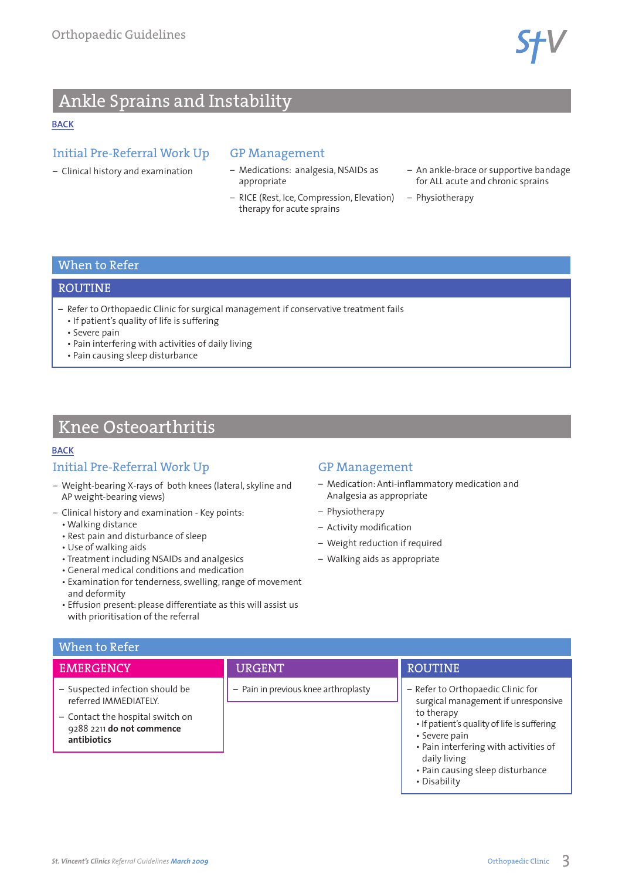## Ankle Sprains and Instability

BACK

### Initial Pre-Referral Work Up

- Clinical history and examination

### GP Management

- Medications: analgesia, NSAIDs as appropriate
- RICE (Rest, Ice, Compression, Elevation) therapy for acute sprains
- An ankle-brace or supportive bandage for ALL acute and chronic sprains
- Physiotherapy

### When to Refer

#### ROUTINE

- Refer to Orthopaedic Clinic for surgical management if conservative treatment fails
  - If patient's quality of life is suffering
  - Severe pain
  - Pain interfering with activities of daily living
  - Pain causing sleep disturbance

## Knee Osteoarthritis

BACK

### Initial Pre-Referral Work Up

- Weight-bearing X-rays of both knees (lateral, skyline and AP weight-bearing views)
- Clinical history and examination - Key points:
  - Walking distance
  - Rest pain and disturbance of sleep
  - Use of walking aids
  - Treatment including NSAIDs and analgesics
  - General medical conditions and medication
  - Examination for tenderness, swelling, range of movement and deformity
  - Effusion present: please differentiate as this will assist us with prioritisation of the referral

### GP Management

- Medication: Anti-inflammatory medication and Analgesia as appropriate
- Physiotherapy
- Activity modification
- Weight reduction if required
- Walking aids as appropriate

### When to Refer

#### EMERGENCY

- Suspected infection should be referred IMMEDIATELY.
- Contact the hospital switch on 9288 2211 **do not commence antibiotics**

#### URGENT

- Pain in previous knee arthroplasty

#### ROUTINE

- Refer to Orthopaedic Clinic for surgical management if unresponsive to therapy
  - If patient's quality of life is suffering
  - Severe pain
  - Pain interfering with activities of daily living
  - Pain causing sleep disturbance
  - Disability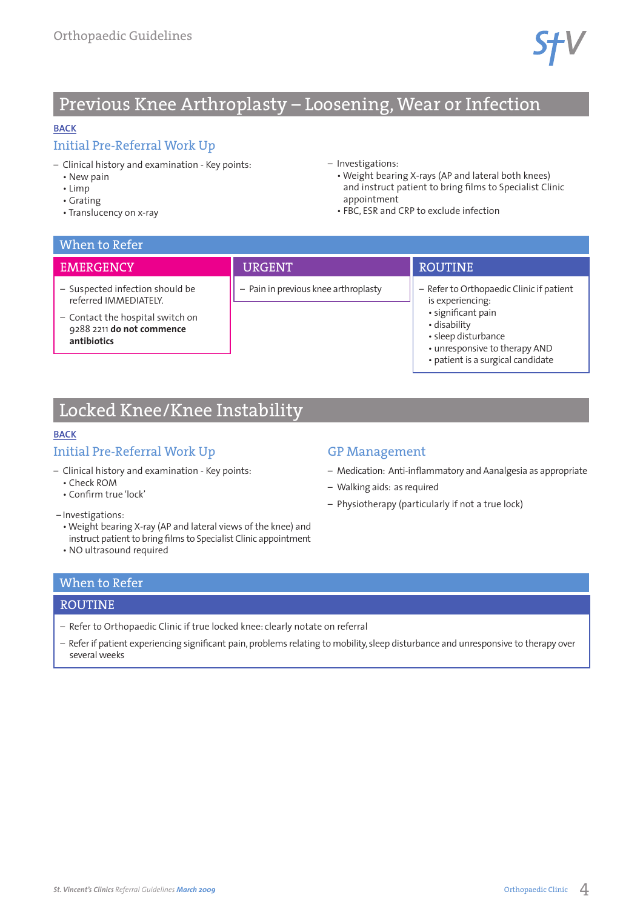# Previous Knee Arthroplasty – Loosening, Wear or Infection

BACK

## Initial Pre-Referral Work Up

- Clinical history and examination - Key points:
  - New pain
  - Limp
  - Grating
  - Translucency on x-ray
- Investigations:
  - Weight bearing X-rays (AP and lateral both knees) and instruct patient to bring films to Specialist Clinic appointment
  - FBC, ESR and CRP to exclude infection

## When to Refer

### EMERGENCY

- Suspected infection should be referred IMMEDIATELY.
- Contact the hospital switch on 9288 2211 **do not commence antibiotics**

### URGENT

- Pain in previous knee arthroplasty

### ROUTINE

- Refer to Orthopaedic Clinic if patient is experiencing:
  - significant pain
  - disability
  - sleep disturbance
  - unresponsive to therapy AND
  - patient is a surgical candidate

# Locked Knee/Knee Instability

BACK

## Initial Pre-Referral Work Up

- Clinical history and examination - Key points:
  - Check ROM
  - Confirm true 'lock'
- Investigations:
  - Weight bearing X-ray (AP and lateral views of the knee) and instruct patient to bring films to Specialist Clinic appointment
  - NO ultrasound required

## GP Management

- Medication: Anti-inflammatory and Aanalgesia as appropriate
- Walking aids: as required
- Physiotherapy (particularly if not a true lock)

## When to Refer

### ROUTINE

- Refer to Orthopaedic Clinic if true locked knee: clearly notate on referral
- Refer if patient experiencing significant pain, problems relating to mobility, sleep disturbance and unresponsive to therapy over several weeks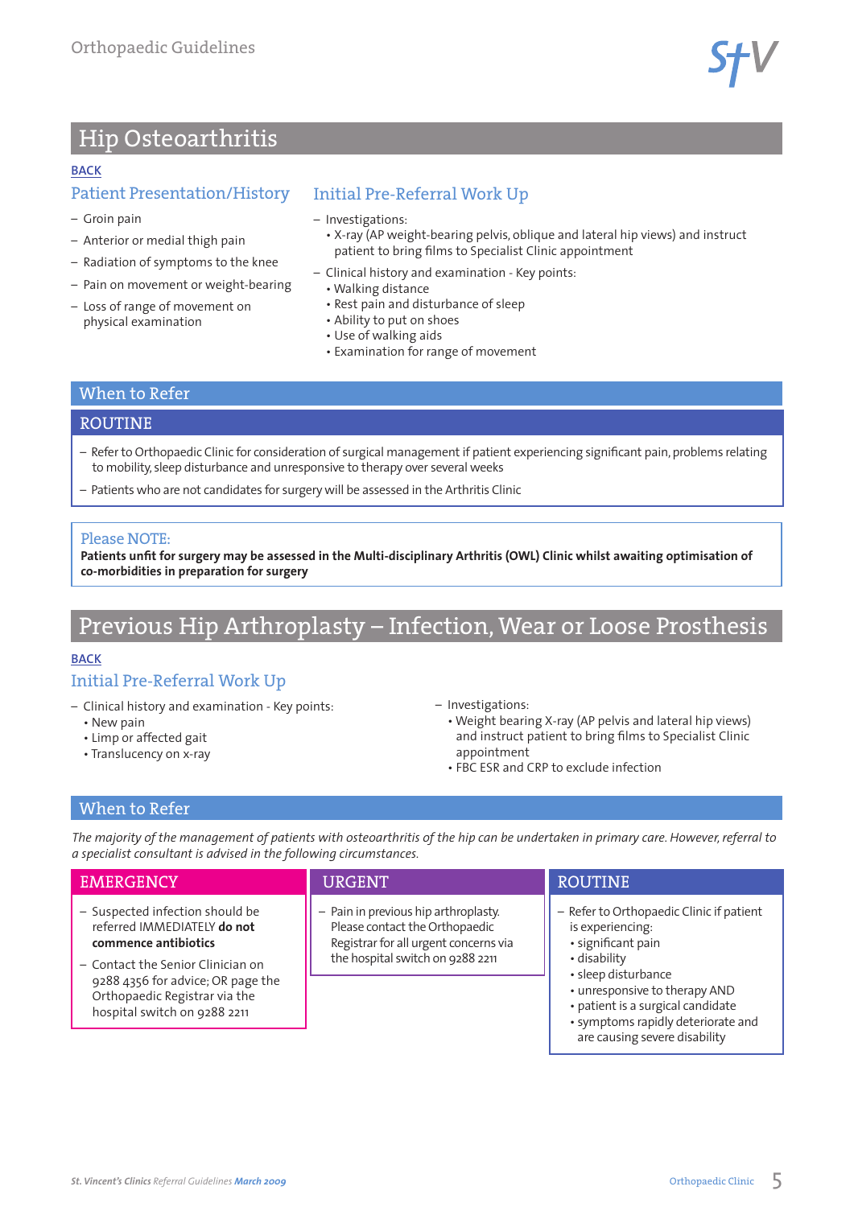# Hip Osteoarthritis

BACK

## Patient Presentation/History

- Groin pain
- Anterior or medial thigh pain
- Radiation of symptoms to the knee
- Pain on movement or weight-bearing
- Loss of range of movement on physical examination

## Initial Pre-Referral Work Up

- Investigations:
  - X-ray (AP weight-bearing pelvis, oblique and lateral hip views) and instruct patient to bring films to Specialist Clinic appointment
- Clinical history and examination - Key points:
  - Walking distance
  - Rest pain and disturbance of sleep
  - Ability to put on shoes
  - Use of walking aids
  - Examination for range of movement

## When to Refer

### ROUTINE

- Refer to Orthopaedic Clinic for consideration of surgical management if patient experiencing significant pain, problems relating to mobility, sleep disturbance and unresponsive to therapy over several weeks
- Patients who are not candidates for surgery will be assessed in the Arthritis Clinic

**Please NOTE:**

**Patients unfit for surgery may be assessed in the Multi-disciplinary Arthritis (OWL) Clinic whilst awaiting optimisation of co-morbidities in preparation for surgery**

# Previous Hip Arthroplasty – Infection, Wear or Loose Prosthesis

BACK

## Initial Pre-Referral Work Up

- Clinical history and examination - Key points:
  - New pain
  - Limp or affected gait
  - Translucency on x-ray
- Investigations:
  - Weight bearing X-ray (AP pelvis and lateral hip views) and instruct patient to bring films to Specialist Clinic appointment
  - FBC ESR and CRP to exclude infection

## When to Refer

*The majority of the management of patients with osteoarthritis of the hip can be undertaken in primary care. However, referral to a specialist consultant is advised in the following circumstances.*

### EMERGENCY

- Suspected infection should be referred IMMEDIATELY **do not commence antibiotics**
- Contact the Senior Clinician on 9288 4356 for advice; OR page the Orthopaedic Registrar via the hospital switch on 9288 2211

### URGENT

- Pain in previous hip arthroplasty. Please contact the Orthopaedic Registrar for all urgent concerns via the hospital switch on 9288 2211

### ROUTINE

- Refer to Orthopaedic Clinic if patient is experiencing:
  - significant pain
  - disability
  - sleep disturbance
  - unresponsive to therapy AND
  - patient is a surgical candidate
  - symptoms rapidly deteriorate and are causing severe disability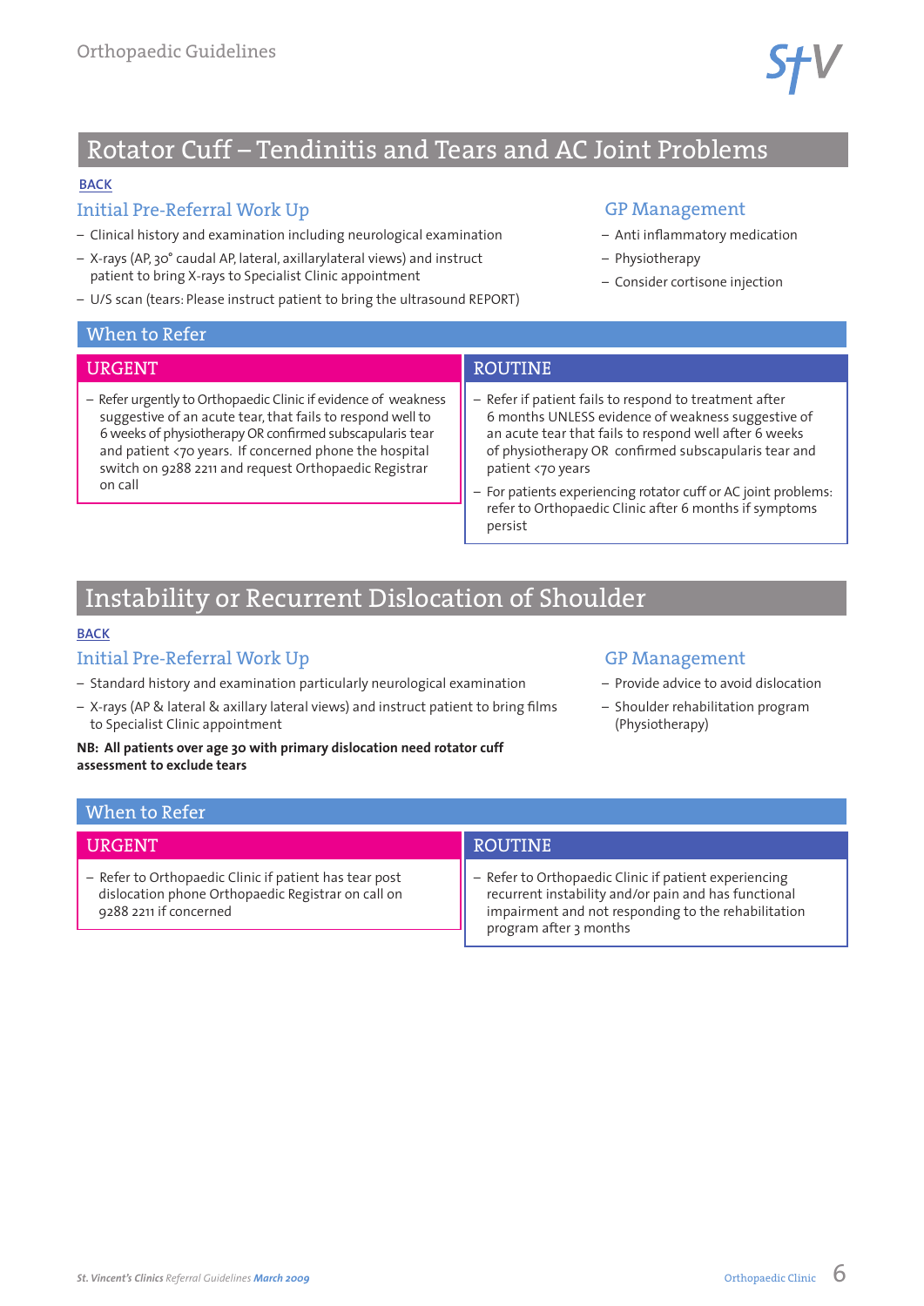# Rotator Cuff – Tendinitis and Tears and AC Joint Problems

BACK

## Initial Pre-Referral Work Up

- Clinical history and examination including neurological examination
- X-rays (AP, 30° caudal AP, lateral, axillarylateral views) and instruct patient to bring X-rays to Specialist Clinic appointment
- U/S scan (tears: Please instruct patient to bring the ultrasound REPORT)

## GP Management

- Anti inflammatory medication
- Physiotherapy
- Consider cortisone injection

## When to Refer

### URGENT

- Refer urgently to Orthopaedic Clinic if evidence of weakness suggestive of an acute tear, that fails to respond well to 6 weeks of physiotherapy OR confirmed subscapularis tear and patient <70 years. If concerned phone the hospital switch on 9288 2211 and request Orthopaedic Registrar on call

### ROUTINE

- Refer if patient fails to respond to treatment after 6 months UNLESS evidence of weakness suggestive of an acute tear that fails to respond well after 6 weeks of physiotherapy OR confirmed subscapularis tear and patient <70 years
- For patients experiencing rotator cuff or AC joint problems: refer to Orthopaedic Clinic after 6 months if symptoms persist

# Instability or Recurrent Dislocation of Shoulder

BACK

## Initial Pre-Referral Work Up

- Standard history and examination particularly neurological examination
- X-rays (AP & lateral & axillary lateral views) and instruct patient to bring films to Specialist Clinic appointment

**NB: All patients over age 30 with primary dislocation need rotator cuff assessment to exclude tears**

## GP Management

- Provide advice to avoid dislocation
- Shoulder rehabilitation program (Physiotherapy)

## When to Refer

### URGENT

- Refer to Orthopaedic Clinic if patient has tear post dislocation phone Orthopaedic Registrar on call on 9288 2211 if concerned

### ROUTINE

- Refer to Orthopaedic Clinic if patient experiencing recurrent instability and/or pain and has functional impairment and not responding to the rehabilitation program after 3 months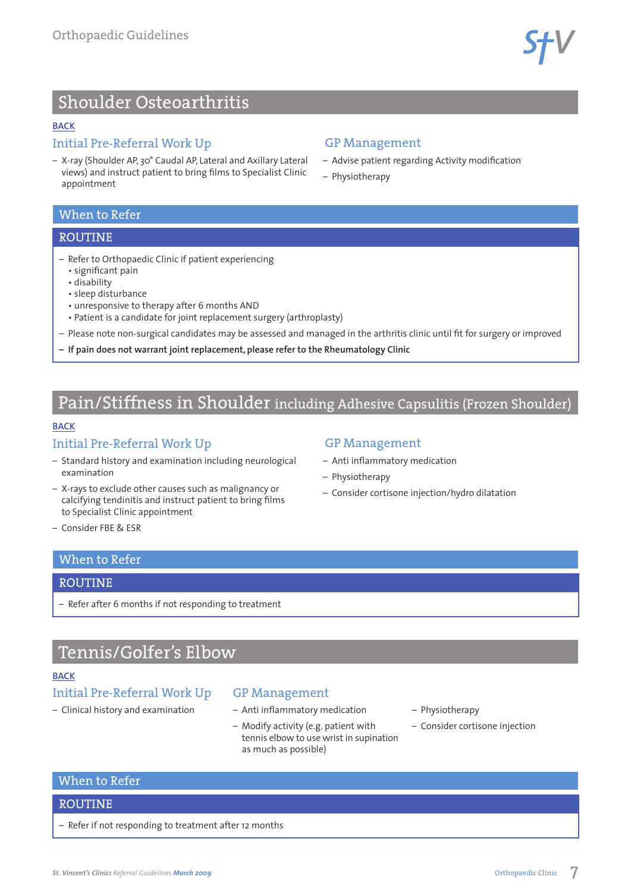# Shoulder Osteoarthritis

BACK

## Initial Pre-Referral Work Up

- X-ray (Shoulder AP, 30° Caudal AP, Lateral and Axillary Lateral views) and instruct patient to bring films to Specialist Clinic appointment

## GP Management

- Advise patient regarding Activity modification
- Physiotherapy

## When to Refer

### ROUTINE

- Refer to Orthopaedic Clinic if patient experiencing
  - significant pain
  - disability
  - sleep disturbance
  - unresponsive to therapy after 6 months AND
  - Patient is a candidate for joint replacement surgery (arthroplasty)
- Please note non-surgical candidates may be assessed and managed in the arthritis clinic until fit for surgery or improved
- **If pain does not warrant joint replacement, please refer to the Rheumatology Clinic**

# Pain/Stiffness in Shoulder including Adhesive Capsulitis (Frozen Shoulder)

BACK

## Initial Pre-Referral Work Up

- Standard history and examination including neurological examination
- X-rays to exclude other causes such as malignancy or calcifying tendinitis and instruct patient to bring films to Specialist Clinic appointment
- Consider FBE & ESR

## GP Management

- Anti inflammatory medication
- Physiotherapy
- Consider cortisone injection/hydro dilatation

## When to Refer

### ROUTINE

- Refer after 6 months if not responding to treatment

# Tennis/Golfer's Elbow

BACK

## Initial Pre-Referral Work Up

- Clinical history and examination

## GP Management

- Anti inflammatory medication
- Modify activity (e.g. patient with tennis elbow to use wrist in supination as much as possible)
- Physiotherapy
- Consider cortisone injection

## When to Refer

### ROUTINE

- Refer if not responding to treatment after 12 months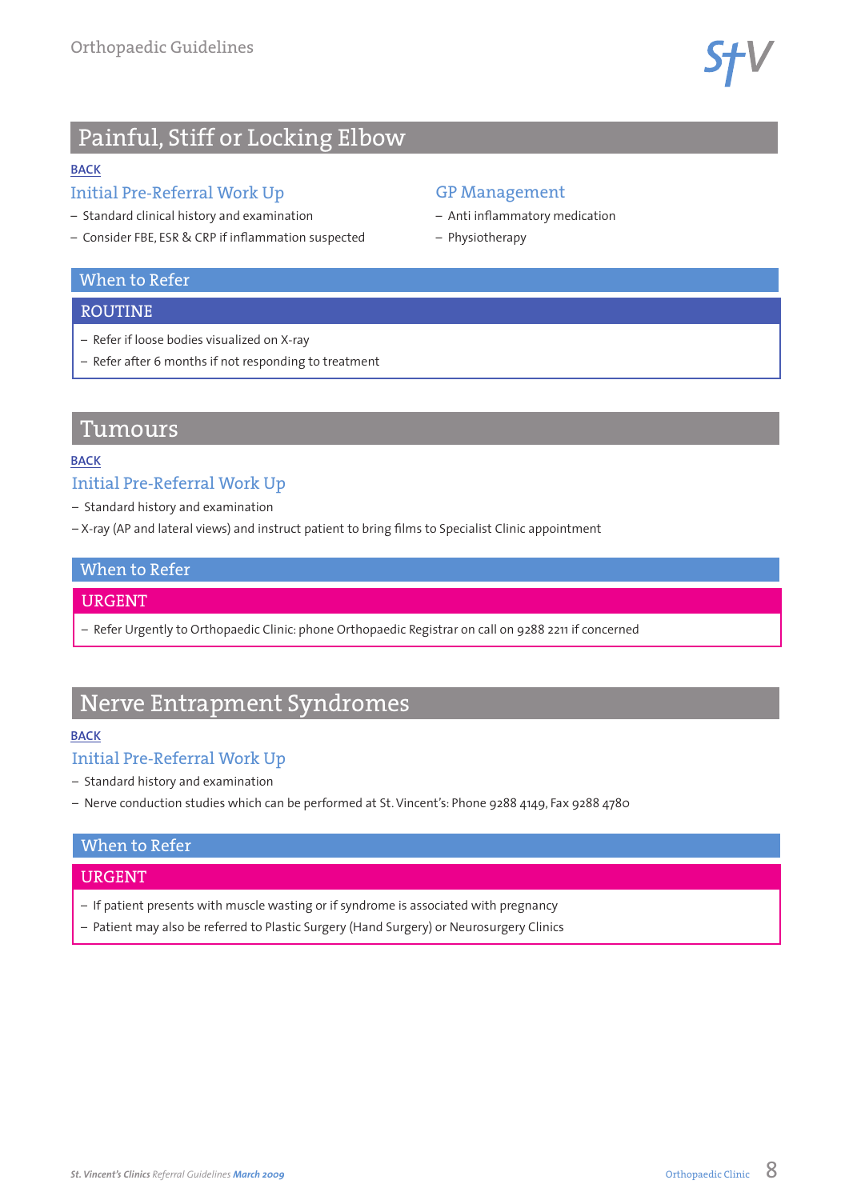## Painful, Stiff or Locking Elbow

BACK

### Initial Pre-Referral Work Up

- Standard clinical history and examination
- Consider FBE, ESR & CRP if inflammation suspected

### GP Management

- Anti inflammatory medication
- Physiotherapy

### When to Refer

#### ROUTINE

- Refer if loose bodies visualized on X-ray
- Refer after 6 months if not responding to treatment

## Tumours

BACK

### Initial Pre-Referral Work Up

- Standard history and examination
- X-ray (AP and lateral views) and instruct patient to bring films to Specialist Clinic appointment

### When to Refer

#### URGENT

- Refer Urgently to Orthopaedic Clinic: phone Orthopaedic Registrar on call on 9288 2211 if concerned

## Nerve Entrapment Syndromes

BACK

### Initial Pre-Referral Work Up

- Standard history and examination
- Nerve conduction studies which can be performed at St. Vincent's: Phone 9288 4149, Fax 9288 4780

### When to Refer

#### URGENT

- If patient presents with muscle wasting or if syndrome is associated with pregnancy
- Patient may also be referred to Plastic Surgery (Hand Surgery) or Neurosurgery Clinics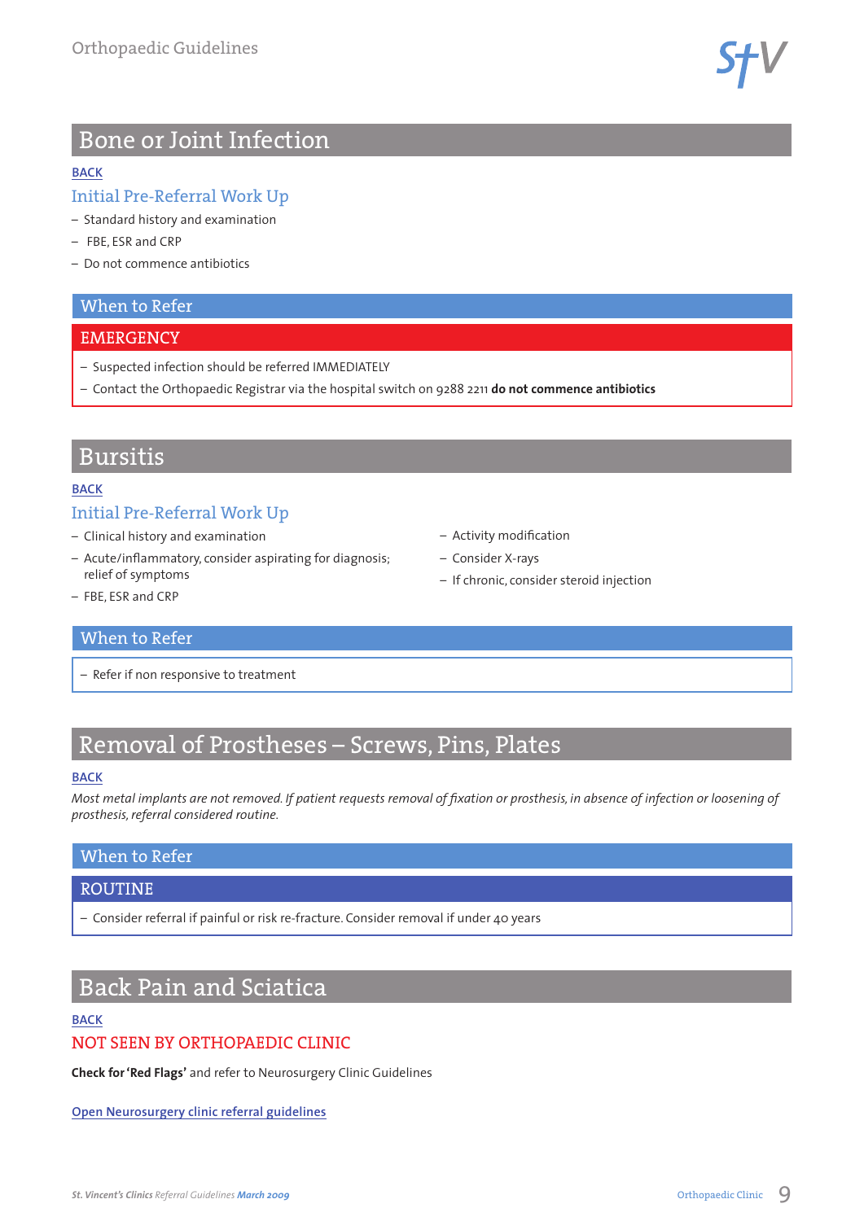# Bone or Joint Infection

BACK

## Initial Pre-Referral Work Up

- Standard history and examination
- FBE, ESR and CRP
- Do not commence antibiotics

### When to Refer

#### EMERGENCY

- Suspected infection should be referred IMMEDIATELY
- Contact the Orthopaedic Registrar via the hospital switch on 9288 2211 **do not commence antibiotics**

# Bursitis

BACK

## Initial Pre-Referral Work Up

- Clinical history and examination
- Acute/inflammatory, consider aspirating for diagnosis; relief of symptoms
- FBE, ESR and CRP
- Activity modification
- Consider X-rays
- If chronic, consider steroid injection

### When to Refer

- Refer if non responsive to treatment

# Removal of Prostheses – Screws, Pins, Plates

BACK

*Most metal implants are not removed. If patient requests removal of fixation or prosthesis, in absence of infection or loosening of prosthesis, referral considered routine.*

### When to Refer

#### ROUTINE

- Consider referral if painful or risk re-fracture. Consider removal if under 40 years

# Back Pain and Sciatica

BACK

## NOT SEEN BY ORTHOPAEDIC CLINIC

**Check for 'Red Flags'** and refer to Neurosurgery Clinic Guidelines

Open Neurosurgery clinic referral guidelines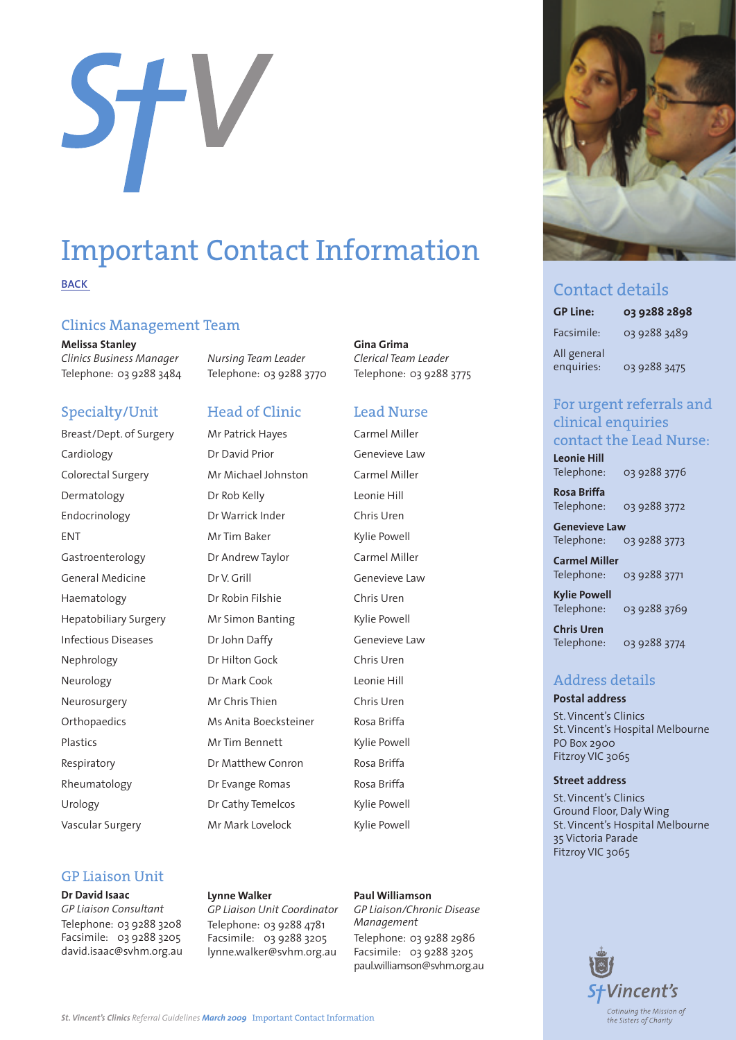# Important Contact Information

BACK

## Clinics Management Team

**Melissa Stanley**
*Clinics Business Manager*
Telephone: 03 9288 3484

*Nursing Team Leader*
Telephone: 03 9288 3770

**Gina Grima**
*Clerical Team Leader*
Telephone: 03 9288 3775

| Specialty/Unit | Head of Clinic | Lead Nurse |
|---|---|---|
| Breast/Dept. of Surgery | Mr Patrick Hayes | Carmel Miller |
| Cardiology | Dr David Prior | Genevieve Law |
| Colorectal Surgery | Mr Michael Johnston | Carmel Miller |
| Dermatology | Dr Rob Kelly | Leonie Hill |
| Endocrinology | Dr Warrick Inder | Chris Uren |
| ENT | Mr Tim Baker | Kylie Powell |
| Gastroenterology | Dr Andrew Taylor | Carmel Miller |
| General Medicine | Dr V. Grill | Genevieve Law |
| Haematology | Dr Robin Filshie | Chris Uren |
| Hepatobiliary Surgery | Mr Simon Banting | Kylie Powell |
| Infectious Diseases | Dr John Daffy | Genevieve Law |
| Nephrology | Dr Hilton Gock | Chris Uren |
| Neurology | Dr Mark Cook | Leonie Hill |
| Neurosurgery | Mr Chris Thien | Chris Uren |
| Orthopaedics | Ms Anita Boecksteiner | Rosa Briffa |
| Plastics | Mr Tim Bennett | Kylie Powell |
| Respiratory | Dr Matthew Conron | Rosa Briffa |
| Rheumatology | Dr Evange Romas | Rosa Briffa |
| Urology | Dr Cathy Temelcos | Kylie Powell |
| Vascular Surgery | Mr Mark Lovelock | Kylie Powell |

## GP Liaison Unit

**Dr David Isaac**
*GP Liaison Consultant*
Telephone: 03 9288 3208
Facsimile: 03 9288 3205
david.isaac@svhm.org.au

**Lynne Walker**
*GP Liaison Unit Coordinator*
Telephone: 03 9288 4781
Facsimile: 03 9288 3205
lynne.walker@svhm.org.au

**Paul Williamson**
*GP Liaison/Chronic Disease Management*
Telephone: 03 9288 2986
Facsimile: 03 9288 3205
paul.williamson@svhm.org.au

## Contact details

| | |
|---|---|
| **GP Line:** | **03 9288 2898** |
| Facsimile: | 03 9288 3489 |
| All general enquiries: | 03 9288 3475 |

## For urgent referrals and clinical enquiries contact the Lead Nurse:

**Leonie Hill**
Telephone: 03 9288 3776

**Rosa Briffa**
Telephone: 03 9288 3772

**Genevieve Law**
Telephone: 03 9288 3773

**Carmel Miller**
Telephone: 03 9288 3771

**Kylie Powell**
Telephone: 03 9288 3769

**Chris Uren**
Telephone: 03 9288 3774

## Address details

**Postal address**

St. Vincent's Clinics
St. Vincent's Hospital Melbourne
PO Box 2900
Fitzroy VIC 3065

**Street address**

St. Vincent's Clinics
Ground Floor, Daly Wing
St. Vincent's Hospital Melbourne
35 Victoria Parade
Fitzroy VIC 3065

St Vincent's
*Cotinuing the Mission of the Sisters of Charity*